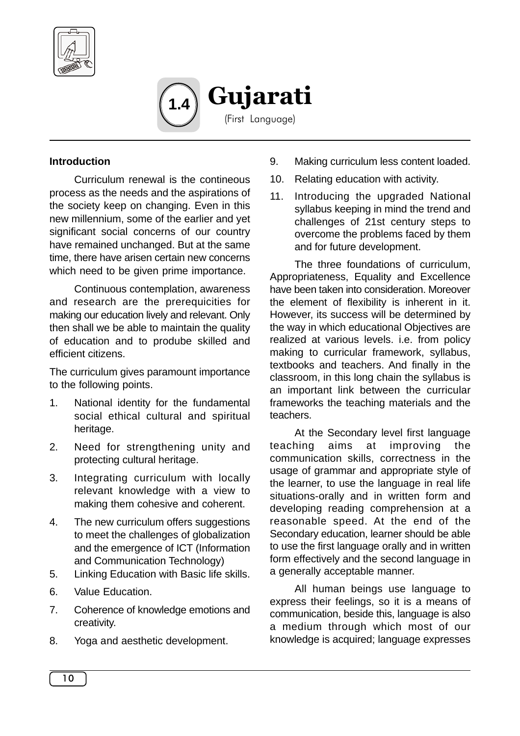# 1.4 Gujarati

(First Language)

## Introduction

Curriculum renewal is the contineous process as the needs and the aspirations of the society keep on changing. Even in this new millennium, some of the earlier and yet significant social concerns of our country have remained unchanged. But at the same time, there have arisen certain new concerns which need to be given prime importance.

Continuous contemplation, awareness and research are the prerequicities for making our education lively and relevant. Only then shall we be able to maintain the quality of education and to prodube skilled and efficient citizens.

The curriculum gives paramount importance to the following points.

1. National identity for the fundamental social ethical cultural and spiritual heritage.
2. Need for strengthening unity and protecting cultural heritage.
3. Integrating curriculum with locally relevant knowledge with a view to making them cohesive and coherent.
4. The new curriculum offers suggestions to meet the challenges of globalization and the emergence of ICT (Information and Communication Technology)
5. Linking Education with Basic life skills.
6. Value Education.
7. Coherence of knowledge emotions and creativity.
8. Yoga and aesthetic development.
9. Making curriculum less content loaded.
10. Relating education with activity.
11. Introducing the upgraded National syllabus keeping in mind the trend and challenges of 21st century steps to overcome the problems faced by them and for future development.

The three foundations of curriculum, Appropriateness, Equality and Excellence have been taken into consideration. Moreover the element of flexibility is inherent in it. However, its success will be determined by the way in which educational Objectives are realized at various levels. i.e. from policy making to curricular framework, syllabus, textbooks and teachers. And finally in the classroom, in this long chain the syllabus is an important link between the curricular frameworks the teaching materials and the teachers.

At the Secondary level first language teaching aims at improving the communication skills, correctness in the usage of grammar and appropriate style of the learner, to use the language in real life situations-orally and in written form and developing reading comprehension at a reasonable speed. At the end of the Secondary education, learner should be able to use the first language orally and in written form effectively and the second language in a generally acceptable manner.

All human beings use language to express their feelings, so it is a means of communication, beside this, language is also a medium through which most of our knowledge is acquired; language expresses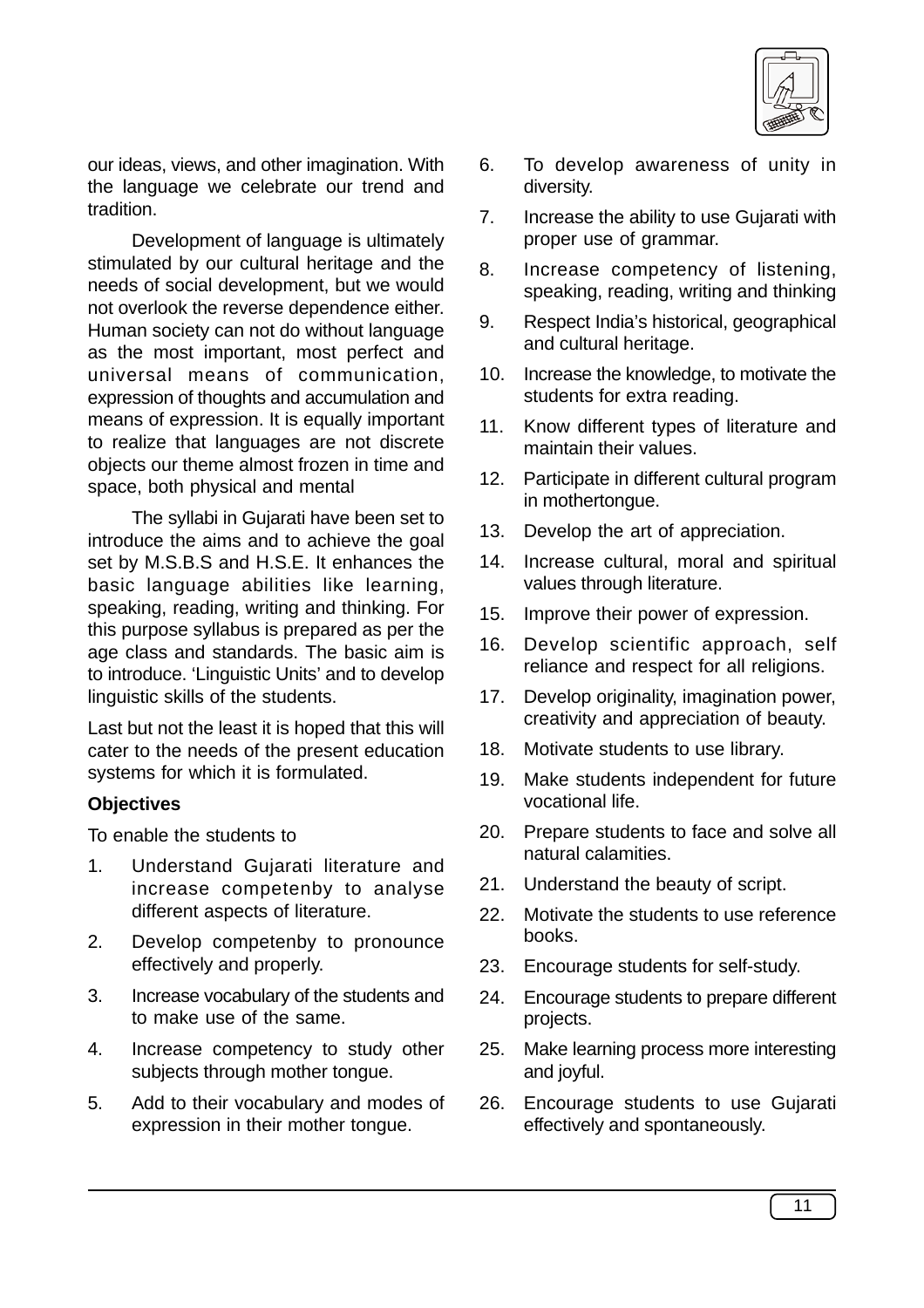our ideas, views, and other imagination. With the language we celebrate our trend and tradition.

Development of language is ultimately stimulated by our cultural heritage and the needs of social development, but we would not overlook the reverse dependence either. Human society can not do without language as the most important, most perfect and universal means of communication, expression of thoughts and accumulation and means of expression. It is equally important to realize that languages are not discrete objects our theme almost frozen in time and space, both physical and mental

The syllabi in Gujarati have been set to introduce the aims and to achieve the goal set by M.S.B.S and H.S.E. It enhances the basic language abilities like learning, speaking, reading, writing and thinking. For this purpose syllabus is prepared as per the age class and standards. The basic aim is to introduce. 'Linguistic Units' and to develop linguistic skills of the students.

Last but not the least it is hoped that this will cater to the needs of the present education systems for which it is formulated.

**Objectives**

To enable the students to

1. Understand Gujarati literature and increase competenby to analyse different aspects of literature.
2. Develop competenby to pronounce effectively and properly.
3. Increase vocabulary of the students and to make use of the same.
4. Increase competency to study other subjects through mother tongue.
5. Add to their vocabulary and modes of expression in their mother tongue.
6. To develop awareness of unity in diversity.
7. Increase the ability to use Gujarati with proper use of grammar.
8. Increase competency of listening, speaking, reading, writing and thinking
9. Respect India's historical, geographical and cultural heritage.
10. Increase the knowledge, to motivate the students for extra reading.
11. Know different types of literature and maintain their values.
12. Participate in different cultural program in mothertongue.
13. Develop the art of appreciation.
14. Increase cultural, moral and spiritual values through literature.
15. Improve their power of expression.
16. Develop scientific approach, self reliance and respect for all religions.
17. Develop originality, imagination power, creativity and appreciation of beauty.
18. Motivate students to use library.
19. Make students independent for future vocational life.
20. Prepare students to face and solve all natural calamities.
21. Understand the beauty of script.
22. Motivate the students to use reference books.
23. Encourage students for self-study.
24. Encourage students to prepare different projects.
25. Make learning process more interesting and joyful.
26. Encourage students to use Gujarati effectively and spontaneously.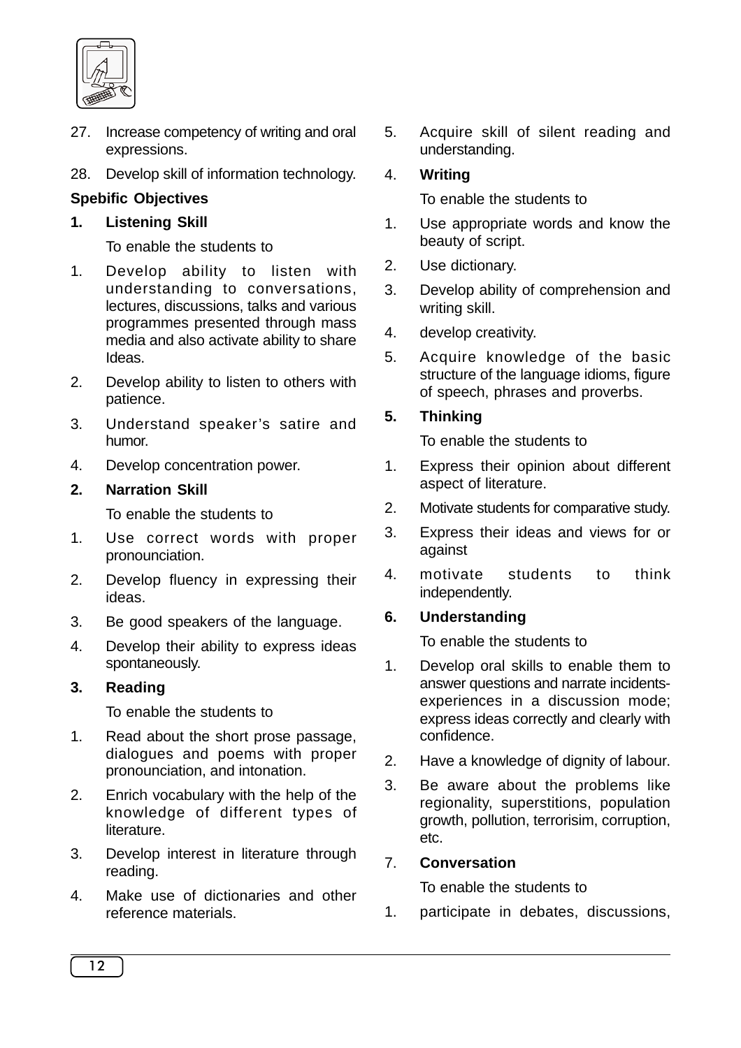27. Increase competency of writing and oral expressions.
28. Develop skill of information technology.

**Spebific Objectives**

**1. Listening Skill**

To enable the students to

1. Develop ability to listen with understanding to conversations, lectures, discussions, talks and various programmes presented through mass media and also activate ability to share Ideas.
2. Develop ability to listen to others with patience.
3. Understand speaker's satire and humor.
4. Develop concentration power.

**2. Narration Skill**

To enable the students to

1. Use correct words with proper pronounciation.
2. Develop fluency in expressing their ideas.
3. Be good speakers of the language.
4. Develop their ability to express ideas spontaneously.

**3. Reading**

To enable the students to

1. Read about the short prose passage, dialogues and poems with proper pronounciation, and intonation.
2. Enrich vocabulary with the help of the knowledge of different types of literature.
3. Develop interest in literature through reading.
4. Make use of dictionaries and other reference materials.
5. Acquire skill of silent reading and understanding.

4. **Writing**

To enable the students to

1. Use appropriate words and know the beauty of script.
2. Use dictionary.
3. Develop ability of comprehension and writing skill.
4. develop creativity.
5. Acquire knowledge of the basic structure of the language idioms, figure of speech, phrases and proverbs.

**5. Thinking**

To enable the students to

1. Express their opinion about different aspect of literature.
2. Motivate students for comparative study.
3. Express their ideas and views for or against
4. motivate students to think independently.

**6. Understanding**

To enable the students to

1. Develop oral skills to enable them to answer questions and narrate incidents-experiences in a discussion mode; express ideas correctly and clearly with confidence.
2. Have a knowledge of dignity of labour.
3. Be aware about the problems like regionality, superstitions, population growth, pollution, terrorisim, corruption, etc.

7. **Conversation**

To enable the students to

1. participate in debates, discussions,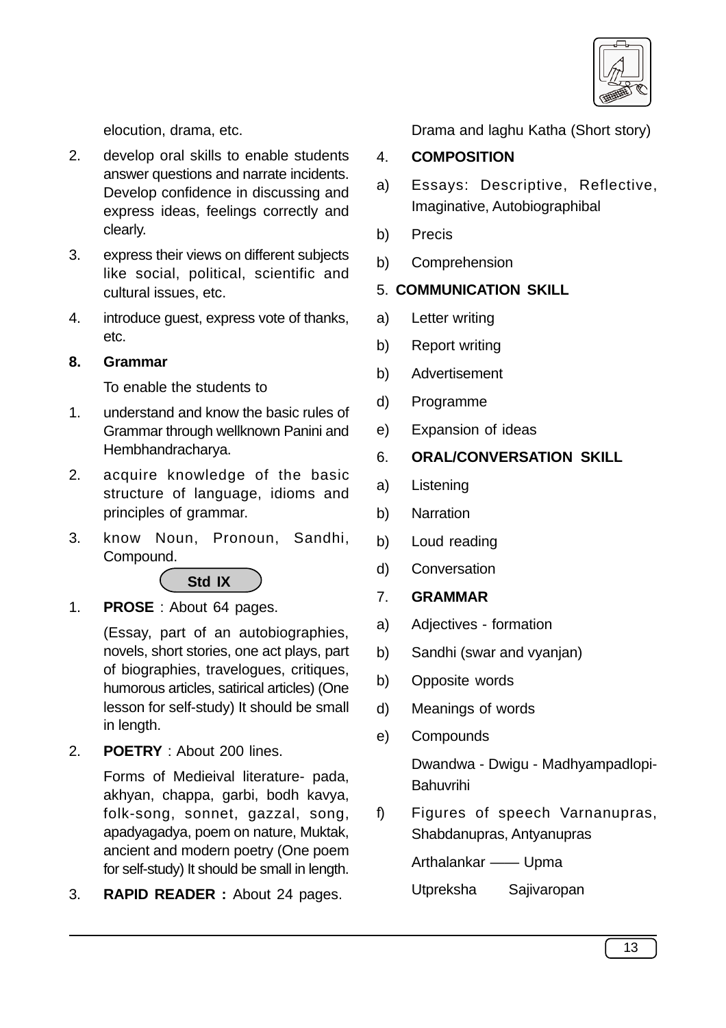elocution, drama, etc.

2. develop oral skills to enable students answer questions and narrate incidents. Develop confidence in discussing and express ideas, feelings correctly and clearly.
3. express their views on different subjects like social, political, scientific and cultural issues, etc.
4. introduce guest, express vote of thanks, etc.

**8. Grammar**

To enable the students to

1. understand and know the basic rules of Grammar through wellknown Panini and Hembhandracharya.
2. acquire knowledge of the basic structure of language, idioms and principles of grammar.
3. know Noun, Pronoun, Sandhi, Compound.

## Std IX

1. **PROSE** : About 64 pages.

   (Essay, part of an autobiographies, novels, short stories, one act plays, part of biographies, travelogues, critiques, humorous articles, satirical articles) (One lesson for self-study) It should be small in length.

2. **POETRY** : About 200 lines.

   Forms of Medieival literature- pada, akhyan, chappa, garbi, bodh kavya, folk-song, sonnet, gazzal, song, apadyagadya, poem on nature, Muktak, ancient and modern poetry (One poem for self-study) It should be small in length.

3. **RAPID READER :** About 24 pages.

   Drama and laghu Katha (Short story)

4. **COMPOSITION**

a) Essays: Descriptive, Reflective, Imaginative, Autobiographibal

b) Precis

b) Comprehension

5. **COMMUNICATION SKILL**

a) Letter writing

b) Report writing

b) Advertisement

d) Programme

e) Expansion of ideas

6. **ORAL/CONVERSATION SKILL**

a) Listening

b) Narration

b) Loud reading

d) Conversation

7. **GRAMMAR**

a) Adjectives - formation

b) Sandhi (swar and vyanjan)

b) Opposite words

d) Meanings of words

e) Compounds

   Dwandwa - Dwigu - Madhyampadlopi- Bahuvrihi

f) Figures of speech Varnanupras, Shabdanupras, Antyanupras

   Arthalankar —— Upma

   Utpreksha Sajivaropan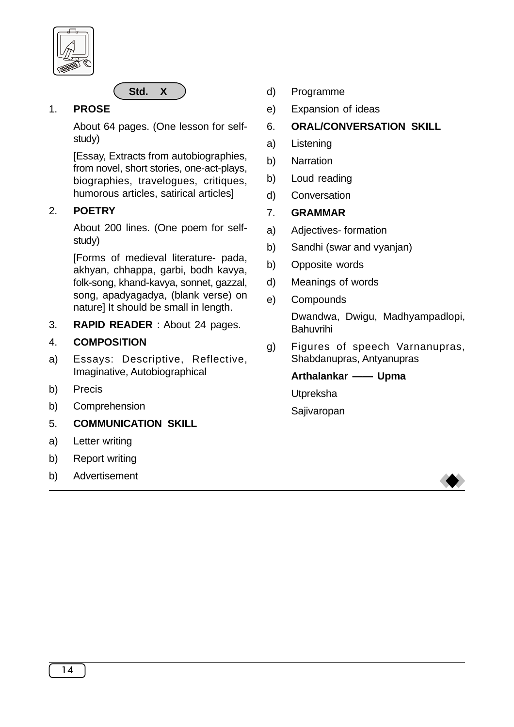**Std. X**

1. **PROSE**

   About 64 pages. (One lesson for self-study)

   [Essay, Extracts from autobiographies, from novel, short stories, one-act-plays, biographies, travelogues, critiques, humorous articles, satirical articles]

2. **POETRY**

   About 200 lines. (One poem for self-study)

   [Forms of medieval literature- pada, akhyan, chhappa, garbi, bodh kavya, folk-song, khand-kavya, sonnet, gazzal, song, apadyagadya, (blank verse) on nature] It should be small in length.

3. **RAPID READER** : About 24 pages.

4. **COMPOSITION**

a) Essays: Descriptive, Reflective, Imaginative, Autobiographical

b) Precis

b) Comprehension

5. **COMMUNICATION SKILL**

a) Letter writing

b) Report writing

b) Advertisement

d) Programme

e) Expansion of ideas

6. **ORAL/CONVERSATION SKILL**

a) Listening

b) Narration

b) Loud reading

d) Conversation

7. **GRAMMAR**

a) Adjectives- formation

b) Sandhi (swar and vyanjan)

b) Opposite words

d) Meanings of words

e) Compounds

   Dwandwa, Dwigu, Madhyampadlopi, Bahuvrihi

g) Figures of speech Varnanupras, Shabdanupras, Antyanupras

   **Arthalankar —— Upma**

   Utpreksha

   Sajivaropan